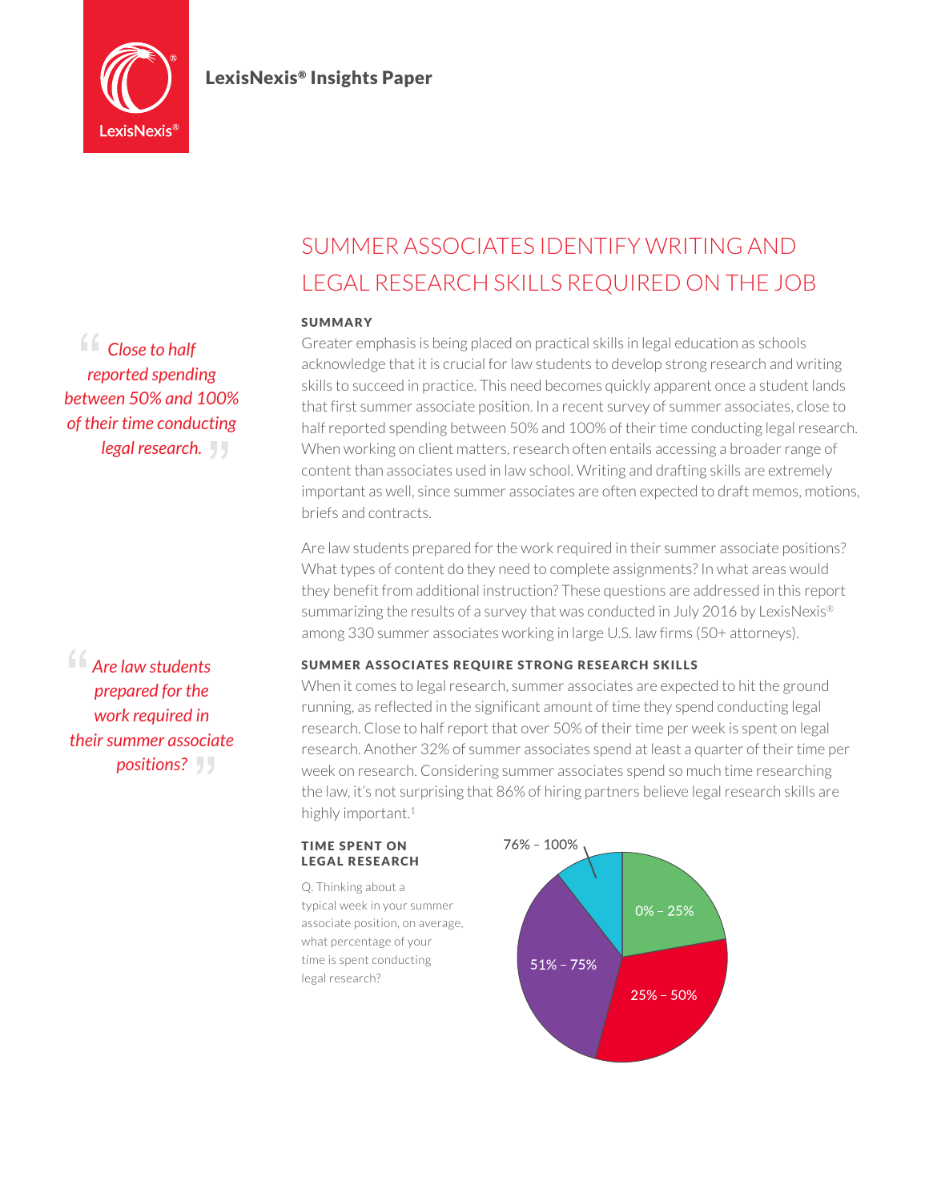LexisNexis® Insights Paper

# SUMMER ASSOCIATES IDENTIFY WRITING AND LEGAL RESEARCH SKILLS REQUIRED ON THE JOB

*"Close to half reported spending between 50% and 100% of their time conducting legal research."*

### SUMMARY

Greater emphasis is being placed on practical skills in legal education as schools acknowledge that it is crucial for law students to develop strong research and writing skills to succeed in practice. This need becomes quickly apparent once a student lands that first summer associate position. In a recent survey of summer associates, close to half reported spending between 50% and 100% of their time conducting legal research. When working on client matters, research often entails accessing a broader range of content than associates used in law school. Writing and drafting skills are extremely important as well, since summer associates are often expected to draft memos, motions, briefs and contracts.

Are law students prepared for the work required in their summer associate positions? What types of content do they need to complete assignments? In what areas would they benefit from additional instruction? These questions are addressed in this report summarizing the results of a survey that was conducted in July 2016 by LexisNexis® among 330 summer associates working in large U.S. law firms (50+ attorneys).

*"Are law students prepared for the work required in their summer associate positions?"*

### SUMMER ASSOCIATES REQUIRE STRONG RESEARCH SKILLS

When it comes to legal research, summer associates are expected to hit the ground running, as reflected in the significant amount of time they spend conducting legal research. Close to half report that over 50% of their time per week is spent on legal research. Another 32% of summer associates spend at least a quarter of their time per week on research. Considering summer associates spend so much time researching the law, it's not surprising that 86% of hiring partners believe legal research skills are highly important.[1]

#### TIME SPENT ON LEGAL RESEARCH

Q. Thinking about a typical week in your summer associate position, on average, what percentage of your time is spent conducting legal research?

- 0% – 25%
- 25% – 50%
- 51% – 75%
- 76% – 100%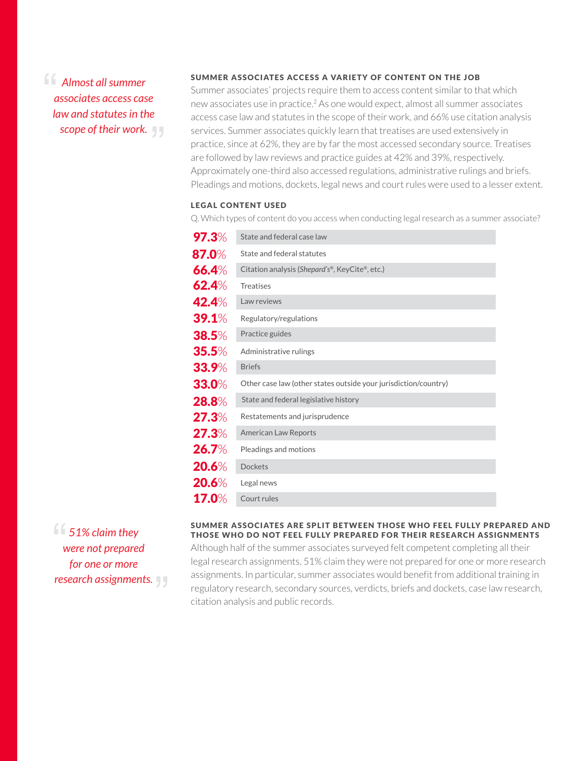> *Almost all summer associates access case law and statutes in the scope of their work.*

## SUMMER ASSOCIATES ACCESS A VARIETY OF CONTENT ON THE JOB

Summer associates' projects require them to access content similar to that which new associates use in practice.[2] As one would expect, almost all summer associates access case law and statutes in the scope of their work, and 66% use citation analysis services. Summer associates quickly learn that treatises are used extensively in practice, since at 62%, they are by far the most accessed secondary source. Treatises are followed by law reviews and practice guides at 42% and 39%, respectively. Approximately one-third also accessed regulations, administrative rulings and briefs. Pleadings and motions, dockets, legal news and court rules were used to a lesser extent.

### LEGAL CONTENT USED

Q. Which types of content do you access when conducting legal research as a summer associate?

| Percentage | Content type |
|---|---|
| 97.3% | State and federal case law |
| 87.0% | State and federal statutes |
| 66.4% | Citation analysis (*Shepard's*®, KeyCite®, etc.) |
| 62.4% | Treatises |
| 42.4% | Law reviews |
| 39.1% | Regulatory/regulations |
| 38.5% | Practice guides |
| 35.5% | Administrative rulings |
| 33.9% | Briefs |
| 33.0% | Other case law (other states outside your jurisdiction/country) |
| 28.8% | State and federal legislative history |
| 27.3% | Restatements and jurisprudence |
| 27.3% | American Law Reports |
| 26.7% | Pleadings and motions |
| 20.6% | Dockets |
| 20.6% | Legal news |
| 17.0% | Court rules |

> *51% claim they were not prepared for one or more research assignments.*

## SUMMER ASSOCIATES ARE SPLIT BETWEEN THOSE WHO FEEL FULLY PREPARED AND THOSE WHO DO NOT FEEL FULLY PREPARED FOR THEIR RESEARCH ASSIGNMENTS

Although half of the summer associates surveyed felt competent completing all their legal research assignments, 51% claim they were not prepared for one or more research assignments. In particular, summer associates would benefit from additional training in regulatory research, secondary sources, verdicts, briefs and dockets, case law research, citation analysis and public records.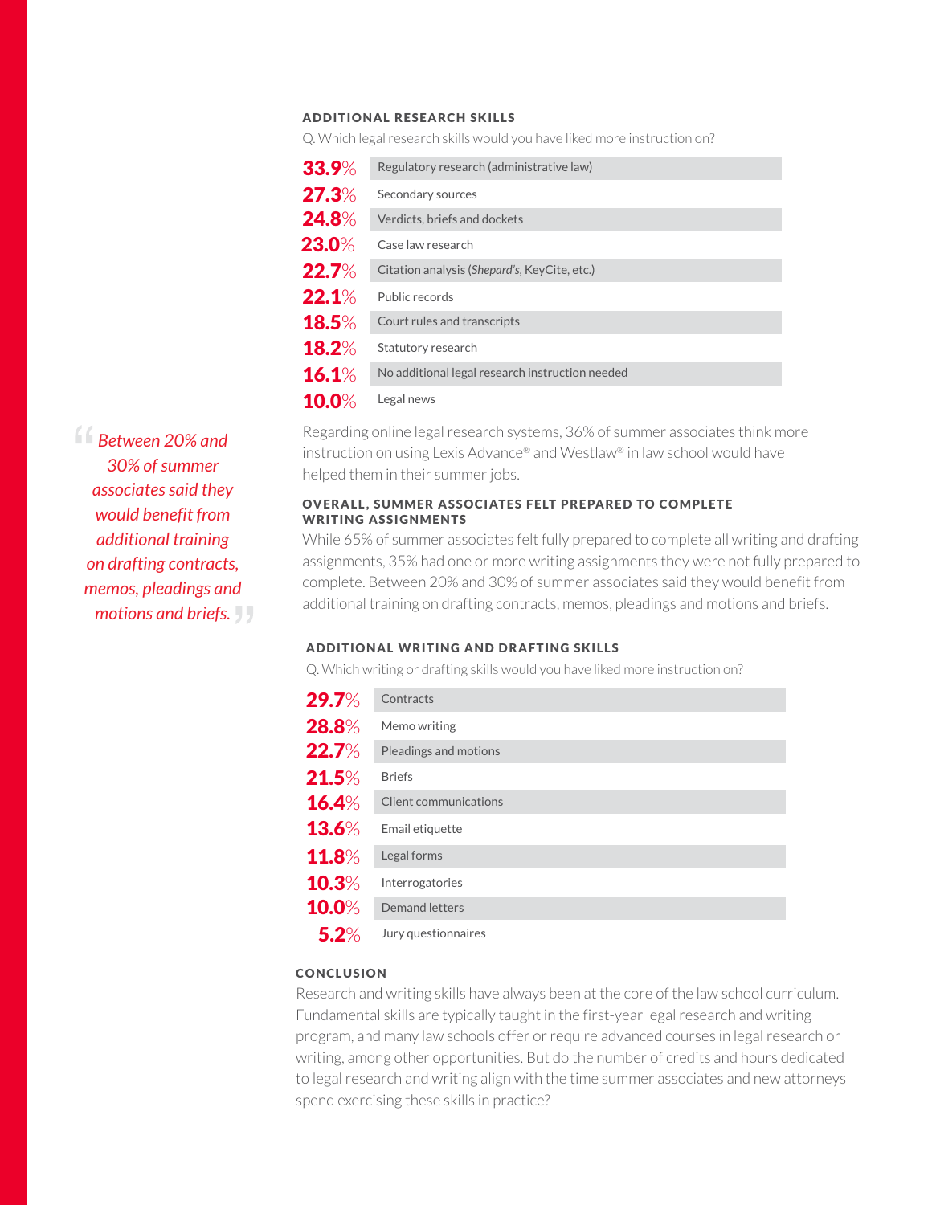### ADDITIONAL RESEARCH SKILLS

Q. Which legal research skills would you have liked more instruction on?

| % | Skill |
|---|---|
| 33.9% | Regulatory research (administrative law) |
| 27.3% | Secondary sources |
| 24.8% | Verdicts, briefs and dockets |
| 23.0% | Case law research |
| 22.7% | Citation analysis (*Shepard's*, KeyCite, etc.) |
| 22.1% | Public records |
| 18.5% | Court rules and transcripts |
| 18.2% | Statutory research |
| 16.1% | No additional legal research instruction needed |
| 10.0% | Legal news |

Regarding online legal research systems, 36% of summer associates think more instruction on using Lexis Advance® and Westlaw® in law school would have helped them in their summer jobs.

> *"Between 20% and 30% of summer associates said they would benefit from additional training on drafting contracts, memos, pleadings and motions and briefs."*

### OVERALL, SUMMER ASSOCIATES FELT PREPARED TO COMPLETE WRITING ASSIGNMENTS

While 65% of summer associates felt fully prepared to complete all writing and drafting assignments, 35% had one or more writing assignments they were not fully prepared to complete. Between 20% and 30% of summer associates said they would benefit from additional training on drafting contracts, memos, pleadings and motions and briefs.

### ADDITIONAL WRITING AND DRAFTING SKILLS

Q. Which writing or drafting skills would you have liked more instruction on?

| % | Skill |
|---|---|
| 29.7% | Contracts |
| 28.8% | Memo writing |
| 22.7% | Pleadings and motions |
| 21.5% | Briefs |
| 16.4% | Client communications |
| 13.6% | Email etiquette |
| 11.8% | Legal forms |
| 10.3% | Interrogatories |
| 10.0% | Demand letters |
| 5.2% | Jury questionnaires |

### CONCLUSION

Research and writing skills have always been at the core of the law school curriculum. Fundamental skills are typically taught in the first-year legal research and writing program, and many law schools offer or require advanced courses in legal research or writing, among other opportunities. But do the number of credits and hours dedicated to legal research and writing align with the time summer associates and new attorneys spend exercising these skills in practice?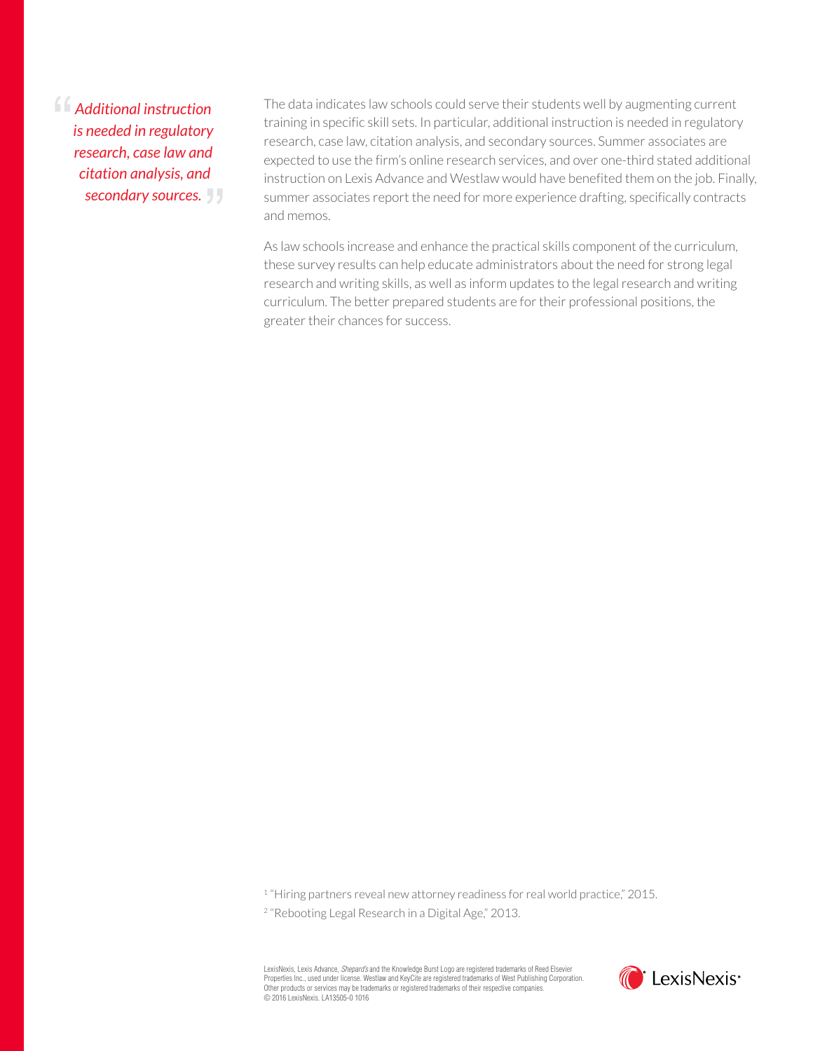*"Additional instruction is needed in regulatory research, case law and citation analysis, and secondary sources."*

The data indicates law schools could serve their students well by augmenting current training in specific skill sets. In particular, additional instruction is needed in regulatory research, case law, citation analysis, and secondary sources. Summer associates are expected to use the firm's online research services, and over one-third stated additional instruction on Lexis Advance and Westlaw would have benefited them on the job. Finally, summer associates report the need for more experience drafting, specifically contracts and memos.

As law schools increase and enhance the practical skills component of the curriculum, these survey results can help educate administrators about the need for strong legal research and writing skills, as well as inform updates to the legal research and writing curriculum. The better prepared students are for their professional positions, the greater their chances for success.

[1] "Hiring partners reveal new attorney readiness for real world practice," 2015.

[2] "Rebooting Legal Research in a Digital Age," 2013.

LexisNexis, Lexis Advance, *Shepard's* and the Knowledge Burst Logo are registered trademarks of Reed Elsevier Properties Inc., used under license. Westlaw and KeyCite are registered trademarks of West Publishing Corporation. Other products or services may be trademarks or registered trademarks of their respective companies.
© 2016 LexisNexis. LA13505-0 1016

LexisNexis